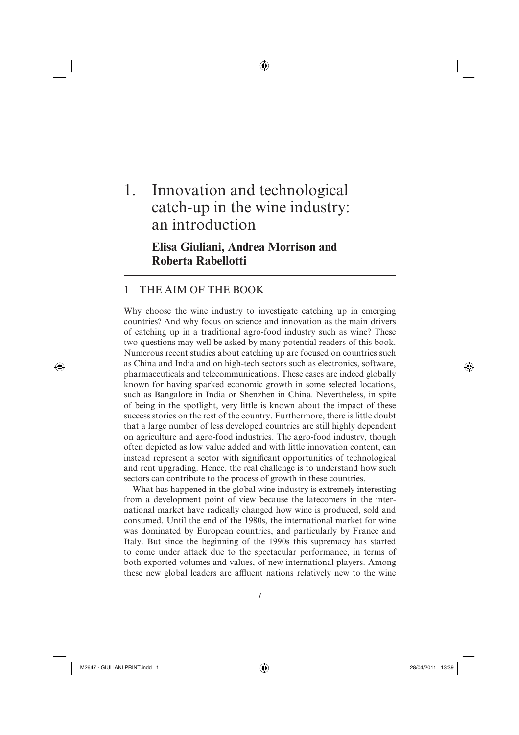# 1. Innovation and technological catch-up in the wine industry: an introduction

**Elisa Giuliani, Andrea Morrison and Roberta Rabellotti**

## 1 THE AIM OF THE BOOK

Why choose the wine industry to investigate catching up in emerging countries? And why focus on science and innovation as the main drivers of catching up in a traditional agro-food industry such as wine? These two questions may well be asked by many potential readers of this book. Numerous recent studies about catching up are focused on countries such as China and India and on high-tech sectors such as electronics, software, pharmaceuticals and telecommunications. These cases are indeed globally known for having sparked economic growth in some selected locations, such as Bangalore in India or Shenzhen in China. Nevertheless, in spite of being in the spotlight, very little is known about the impact of these success stories on the rest of the country. Furthermore, there is little doubt that a large number of less developed countries are still highly dependent on agriculture and agro-food industries. The agro-food industry, though often depicted as low value added and with little innovation content, can instead represent a sector with significant opportunities of technological and rent upgrading. Hence, the real challenge is to understand how such sectors can contribute to the process of growth in these countries.

What has happened in the global wine industry is extremely interesting from a development point of view because the latecomers in the international market have radically changed how wine is produced, sold and consumed. Until the end of the 1980s, the international market for wine was dominated by European countries, and particularly by France and Italy. But since the beginning of the 1990s this supremacy has started to come under attack due to the spectacular performance, in terms of both exported volumes and values, of new international players. Among these new global leaders are affluent nations relatively new to the wine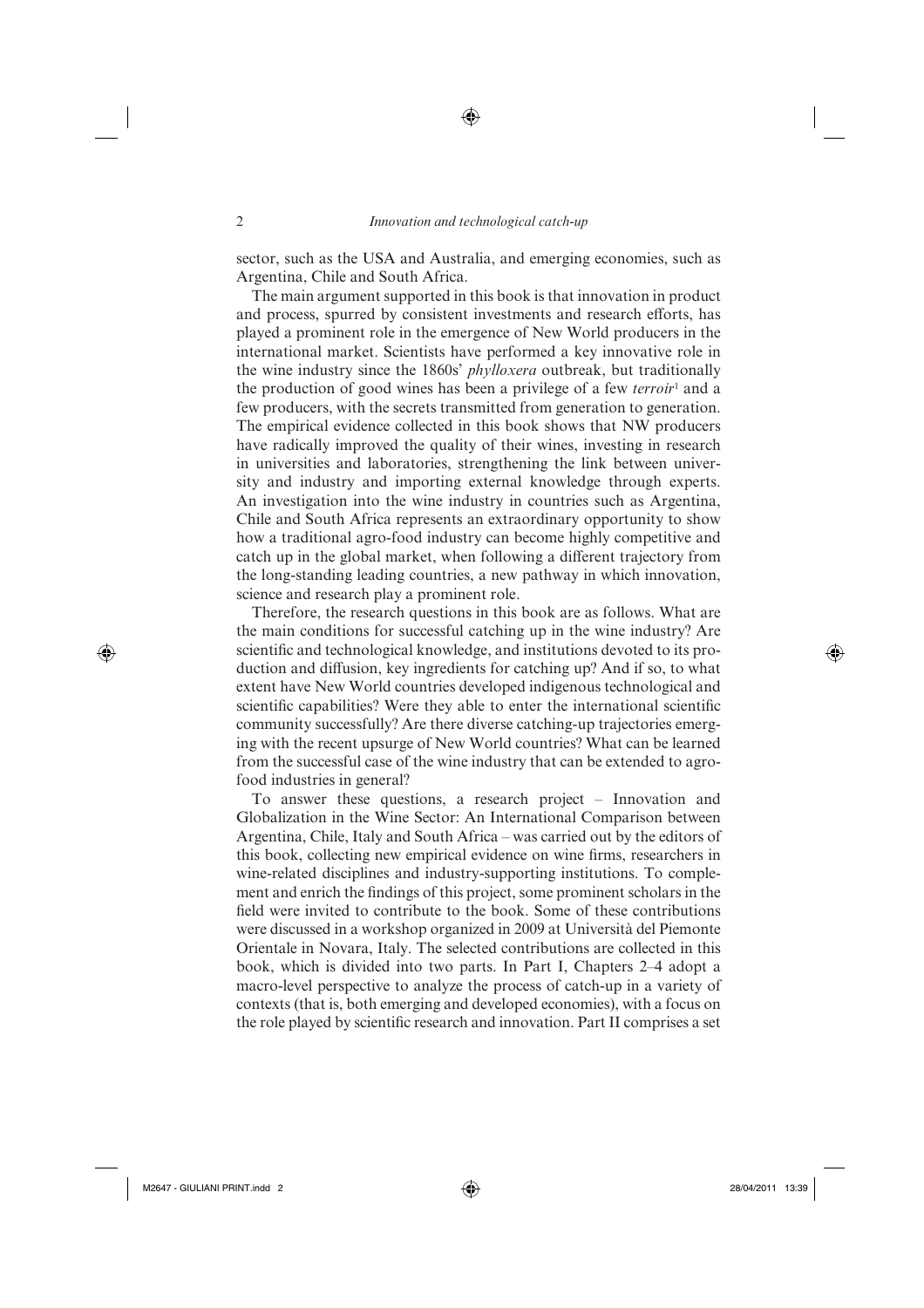sector, such as the USA and Australia, and emerging economies, such as Argentina, Chile and South Africa.

The main argument supported in this book is that innovation in product and process, spurred by consistent investments and research efforts, has played a prominent role in the emergence of New World producers in the international market. Scientists have performed a key innovative role in the wine industry since the 1860s' *phylloxera* outbreak, but traditionally the production of good wines has been a privilege of a few *terroir*[1] and a few producers, with the secrets transmitted from generation to generation. The empirical evidence collected in this book shows that NW producers have radically improved the quality of their wines, investing in research in universities and laboratories, strengthening the link between university and industry and importing external knowledge through experts. An investigation into the wine industry in countries such as Argentina, Chile and South Africa represents an extraordinary opportunity to show how a traditional agro-food industry can become highly competitive and catch up in the global market, when following a different trajectory from the long-standing leading countries, a new pathway in which innovation, science and research play a prominent role.

Therefore, the research questions in this book are as follows. What are the main conditions for successful catching up in the wine industry? Are scientific and technological knowledge, and institutions devoted to its production and diffusion, key ingredients for catching up? And if so, to what extent have New World countries developed indigenous technological and scientific capabilities? Were they able to enter the international scientific community successfully? Are there diverse catching-up trajectories emerging with the recent upsurge of New World countries? What can be learned from the successful case of the wine industry that can be extended to agro-food industries in general?

To answer these questions, a research project – Innovation and Globalization in the Wine Sector: An International Comparison between Argentina, Chile, Italy and South Africa – was carried out by the editors of this book, collecting new empirical evidence on wine firms, researchers in wine-related disciplines and industry-supporting institutions. To complement and enrich the findings of this project, some prominent scholars in the field were invited to contribute to the book. Some of these contributions were discussed in a workshop organized in 2009 at Università del Piemonte Orientale in Novara, Italy. The selected contributions are collected in this book, which is divided into two parts. In Part I, Chapters 2–4 adopt a macro-level perspective to analyze the process of catch-up in a variety of contexts (that is, both emerging and developed economies), with a focus on the role played by scientific research and innovation. Part II comprises a set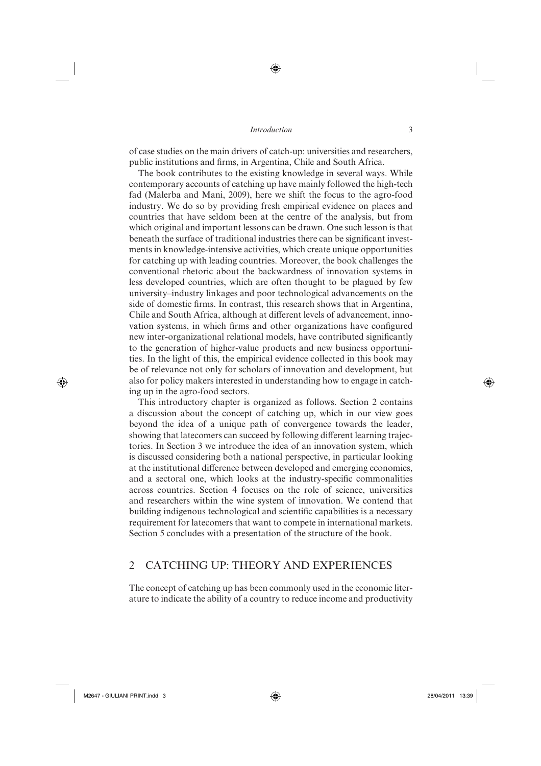of case studies on the main drivers of catch-up: universities and researchers, public institutions and firms, in Argentina, Chile and South Africa.

The book contributes to the existing knowledge in several ways. While contemporary accounts of catching up have mainly followed the high-tech fad (Malerba and Mani, 2009), here we shift the focus to the agro-food industry. We do so by providing fresh empirical evidence on places and countries that have seldom been at the centre of the analysis, but from which original and important lessons can be drawn. One such lesson is that beneath the surface of traditional industries there can be significant investments in knowledge-intensive activities, which create unique opportunities for catching up with leading countries. Moreover, the book challenges the conventional rhetoric about the backwardness of innovation systems in less developed countries, which are often thought to be plagued by few university–industry linkages and poor technological advancements on the side of domestic firms. In contrast, this research shows that in Argentina, Chile and South Africa, although at different levels of advancement, innovation systems, in which firms and other organizations have configured new inter-organizational relational models, have contributed significantly to the generation of higher-value products and new business opportunities. In the light of this, the empirical evidence collected in this book may be of relevance not only for scholars of innovation and development, but also for policy makers interested in understanding how to engage in catching up in the agro-food sectors.

This introductory chapter is organized as follows. Section 2 contains a discussion about the concept of catching up, which in our view goes beyond the idea of a unique path of convergence towards the leader, showing that latecomers can succeed by following different learning trajectories. In Section 3 we introduce the idea of an innovation system, which is discussed considering both a national perspective, in particular looking at the institutional difference between developed and emerging economies, and a sectoral one, which looks at the industry-specific commonalities across countries. Section 4 focuses on the role of science, universities and researchers within the wine system of innovation. We contend that building indigenous technological and scientific capabilities is a necessary requirement for latecomers that want to compete in international markets. Section 5 concludes with a presentation of the structure of the book.

## 2 CATCHING UP: THEORY AND EXPERIENCES

The concept of catching up has been commonly used in the economic literature to indicate the ability of a country to reduce income and productivity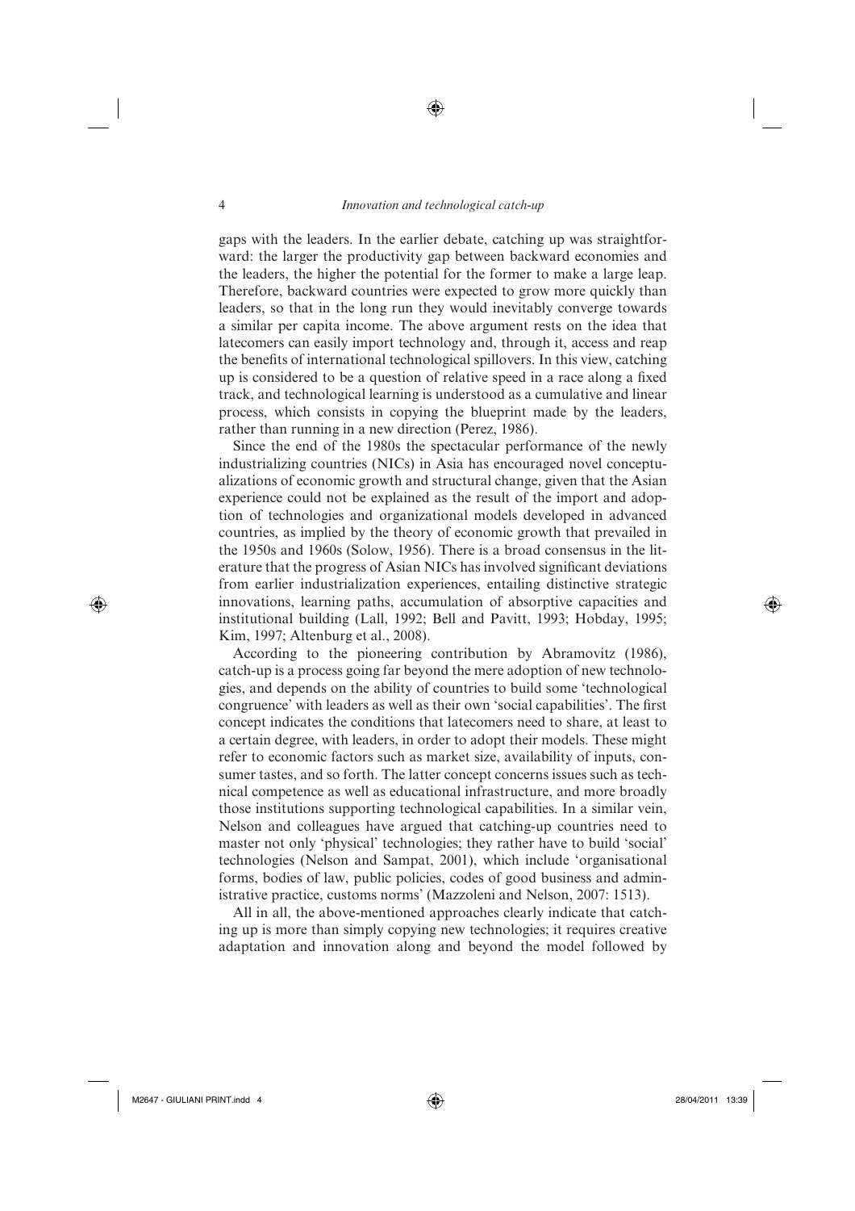gaps with the leaders. In the earlier debate, catching up was straightforward: the larger the productivity gap between backward economies and the leaders, the higher the potential for the former to make a large leap. Therefore, backward countries were expected to grow more quickly than leaders, so that in the long run they would inevitably converge towards a similar per capita income. The above argument rests on the idea that latecomers can easily import technology and, through it, access and reap the benefits of international technological spillovers. In this view, catching up is considered to be a question of relative speed in a race along a fixed track, and technological learning is understood as a cumulative and linear process, which consists in copying the blueprint made by the leaders, rather than running in a new direction (Perez, 1986).

Since the end of the 1980s the spectacular performance of the newly industrializing countries (NICs) in Asia has encouraged novel conceptualizations of economic growth and structural change, given that the Asian experience could not be explained as the result of the import and adoption of technologies and organizational models developed in advanced countries, as implied by the theory of economic growth that prevailed in the 1950s and 1960s (Solow, 1956). There is a broad consensus in the literature that the progress of Asian NICs has involved significant deviations from earlier industrialization experiences, entailing distinctive strategic innovations, learning paths, accumulation of absorptive capacities and institutional building (Lall, 1992; Bell and Pavitt, 1993; Hobday, 1995; Kim, 1997; Altenburg et al., 2008).

According to the pioneering contribution by Abramovitz (1986), catch-up is a process going far beyond the mere adoption of new technologies, and depends on the ability of countries to build some 'technological congruence' with leaders as well as their own 'social capabilities'. The first concept indicates the conditions that latecomers need to share, at least to a certain degree, with leaders, in order to adopt their models. These might refer to economic factors such as market size, availability of inputs, consumer tastes, and so forth. The latter concept concerns issues such as technical competence as well as educational infrastructure, and more broadly those institutions supporting technological capabilities. In a similar vein, Nelson and colleagues have argued that catching-up countries need to master not only 'physical' technologies; they rather have to build 'social' technologies (Nelson and Sampat, 2001), which include 'organisational forms, bodies of law, public policies, codes of good business and administrative practice, customs norms' (Mazzoleni and Nelson, 2007: 1513).

All in all, the above-mentioned approaches clearly indicate that catching up is more than simply copying new technologies; it requires creative adaptation and innovation along and beyond the model followed by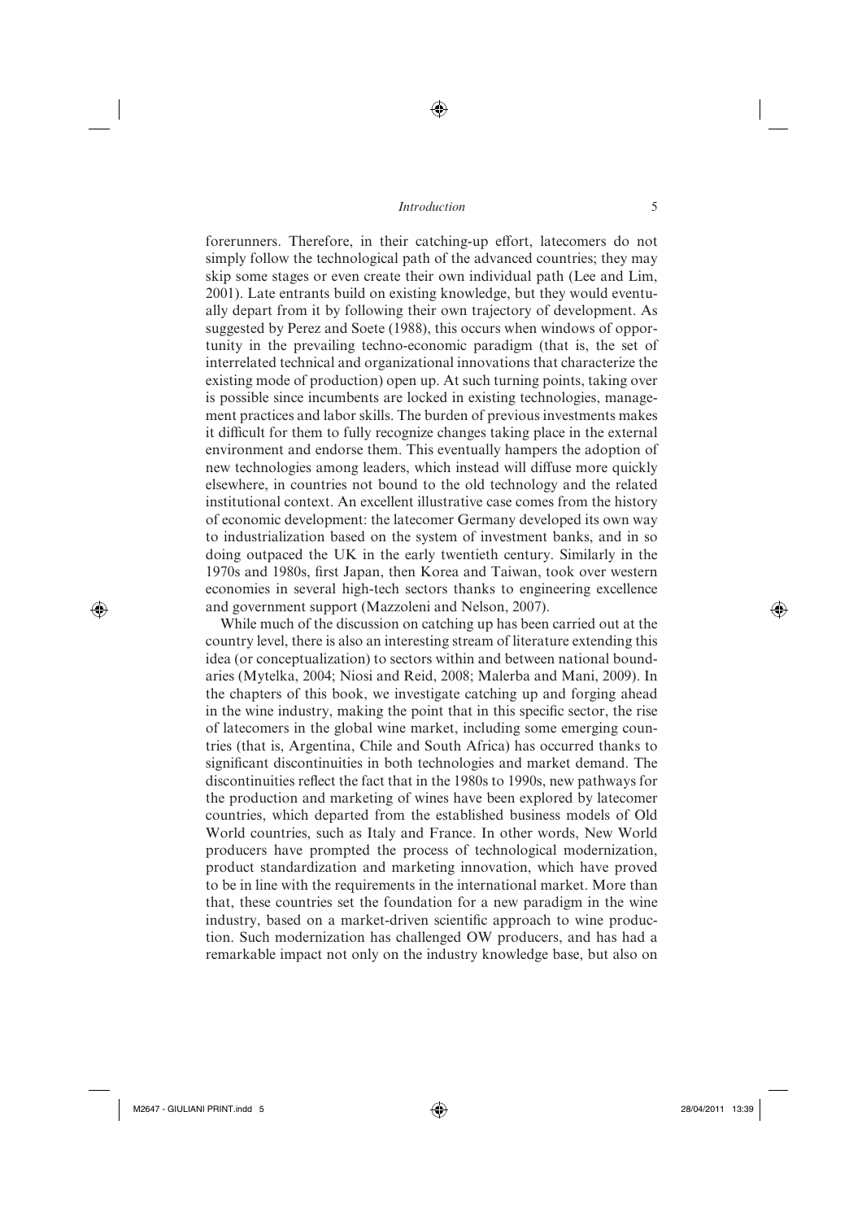forerunners. Therefore, in their catching-up effort, latecomers do not simply follow the technological path of the advanced countries; they may skip some stages or even create their own individual path (Lee and Lim, 2001). Late entrants build on existing knowledge, but they would eventually depart from it by following their own trajectory of development. As suggested by Perez and Soete (1988), this occurs when windows of opportunity in the prevailing techno-economic paradigm (that is, the set of interrelated technical and organizational innovations that characterize the existing mode of production) open up. At such turning points, taking over is possible since incumbents are locked in existing technologies, management practices and labor skills. The burden of previous investments makes it difficult for them to fully recognize changes taking place in the external environment and endorse them. This eventually hampers the adoption of new technologies among leaders, which instead will diffuse more quickly elsewhere, in countries not bound to the old technology and the related institutional context. An excellent illustrative case comes from the history of economic development: the latecomer Germany developed its own way to industrialization based on the system of investment banks, and in so doing outpaced the UK in the early twentieth century. Similarly in the 1970s and 1980s, first Japan, then Korea and Taiwan, took over western economies in several high-tech sectors thanks to engineering excellence and government support (Mazzoleni and Nelson, 2007).

While much of the discussion on catching up has been carried out at the country level, there is also an interesting stream of literature extending this idea (or conceptualization) to sectors within and between national boundaries (Mytelka, 2004; Niosi and Reid, 2008; Malerba and Mani, 2009). In the chapters of this book, we investigate catching up and forging ahead in the wine industry, making the point that in this specific sector, the rise of latecomers in the global wine market, including some emerging countries (that is, Argentina, Chile and South Africa) has occurred thanks to significant discontinuities in both technologies and market demand. The discontinuities reflect the fact that in the 1980s to 1990s, new pathways for the production and marketing of wines have been explored by latecomer countries, which departed from the established business models of Old World countries, such as Italy and France. In other words, New World producers have prompted the process of technological modernization, product standardization and marketing innovation, which have proved to be in line with the requirements in the international market. More than that, these countries set the foundation for a new paradigm in the wine industry, based on a market-driven scientific approach to wine production. Such modernization has challenged OW producers, and has had a remarkable impact not only on the industry knowledge base, but also on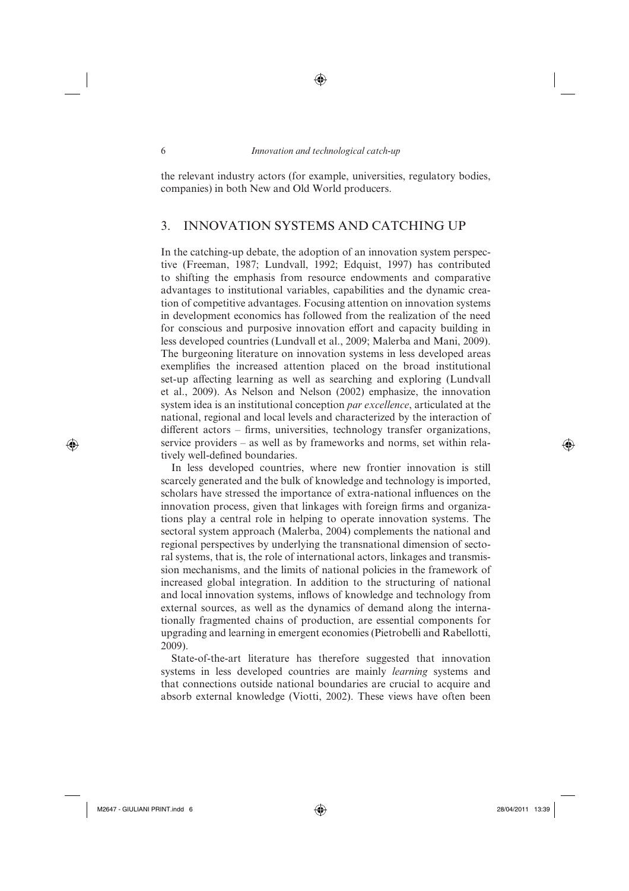the relevant industry actors (for example, universities, regulatory bodies, companies) in both New and Old World producers.

## 3. INNOVATION SYSTEMS AND CATCHING UP

In the catching-up debate, the adoption of an innovation system perspective (Freeman, 1987; Lundvall, 1992; Edquist, 1997) has contributed to shifting the emphasis from resource endowments and comparative advantages to institutional variables, capabilities and the dynamic creation of competitive advantages. Focusing attention on innovation systems in development economics has followed from the realization of the need for conscious and purposive innovation effort and capacity building in less developed countries (Lundvall et al., 2009; Malerba and Mani, 2009). The burgeoning literature on innovation systems in less developed areas exemplifies the increased attention placed on the broad institutional set-up affecting learning as well as searching and exploring (Lundvall et al., 2009). As Nelson and Nelson (2002) emphasize, the innovation system idea is an institutional conception *par excellence*, articulated at the national, regional and local levels and characterized by the interaction of different actors – firms, universities, technology transfer organizations, service providers – as well as by frameworks and norms, set within relatively well-defined boundaries.

In less developed countries, where new frontier innovation is still scarcely generated and the bulk of knowledge and technology is imported, scholars have stressed the importance of extra-national influences on the innovation process, given that linkages with foreign firms and organizations play a central role in helping to operate innovation systems. The sectoral system approach (Malerba, 2004) complements the national and regional perspectives by underlying the transnational dimension of sectoral systems, that is, the role of international actors, linkages and transmission mechanisms, and the limits of national policies in the framework of increased global integration. In addition to the structuring of national and local innovation systems, inflows of knowledge and technology from external sources, as well as the dynamics of demand along the internationally fragmented chains of production, are essential components for upgrading and learning in emergent economies (Pietrobelli and Rabellotti, 2009).

State-of-the-art literature has therefore suggested that innovation systems in less developed countries are mainly *learning* systems and that connections outside national boundaries are crucial to acquire and absorb external knowledge (Viotti, 2002). These views have often been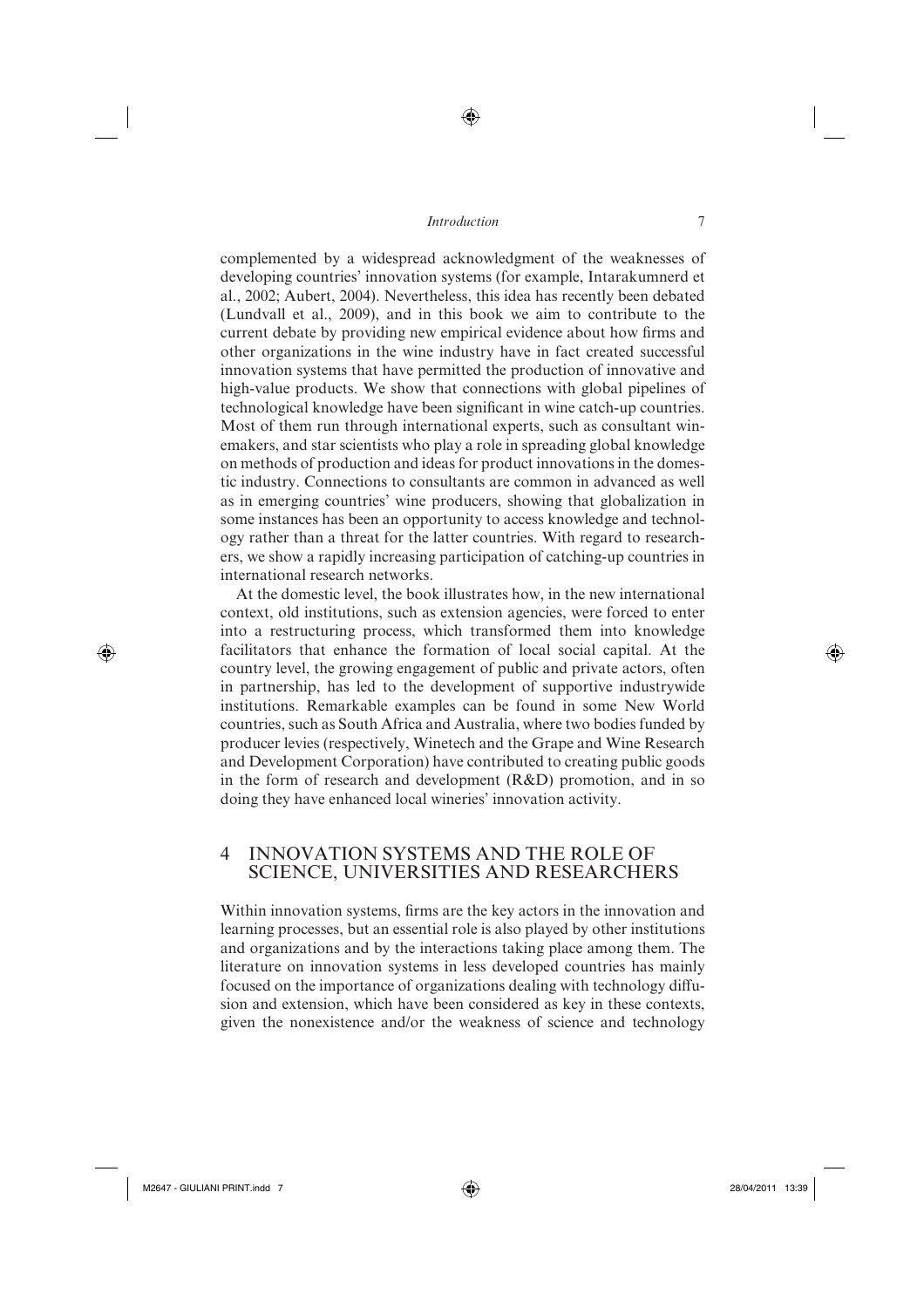complemented by a widespread acknowledgment of the weaknesses of developing countries' innovation systems (for example, Intarakumnerd et al., 2002; Aubert, 2004). Nevertheless, this idea has recently been debated (Lundvall et al., 2009), and in this book we aim to contribute to the current debate by providing new empirical evidence about how firms and other organizations in the wine industry have in fact created successful innovation systems that have permitted the production of innovative and high-value products. We show that connections with global pipelines of technological knowledge have been significant in wine catch-up countries. Most of them run through international experts, such as consultant winemakers, and star scientists who play a role in spreading global knowledge on methods of production and ideas for product innovations in the domestic industry. Connections to consultants are common in advanced as well as in emerging countries' wine producers, showing that globalization in some instances has been an opportunity to access knowledge and technology rather than a threat for the latter countries. With regard to researchers, we show a rapidly increasing participation of catching-up countries in international research networks.

At the domestic level, the book illustrates how, in the new international context, old institutions, such as extension agencies, were forced to enter into a restructuring process, which transformed them into knowledge facilitators that enhance the formation of local social capital. At the country level, the growing engagement of public and private actors, often in partnership, has led to the development of supportive industrywide institutions. Remarkable examples can be found in some New World countries, such as South Africa and Australia, where two bodies funded by producer levies (respectively, Winetech and the Grape and Wine Research and Development Corporation) have contributed to creating public goods in the form of research and development (R&D) promotion, and in so doing they have enhanced local wineries' innovation activity.

## 4 INNOVATION SYSTEMS AND THE ROLE OF SCIENCE, UNIVERSITIES AND RESEARCHERS

Within innovation systems, firms are the key actors in the innovation and learning processes, but an essential role is also played by other institutions and organizations and by the interactions taking place among them. The literature on innovation systems in less developed countries has mainly focused on the importance of organizations dealing with technology diffusion and extension, which have been considered as key in these contexts, given the nonexistence and/or the weakness of science and technology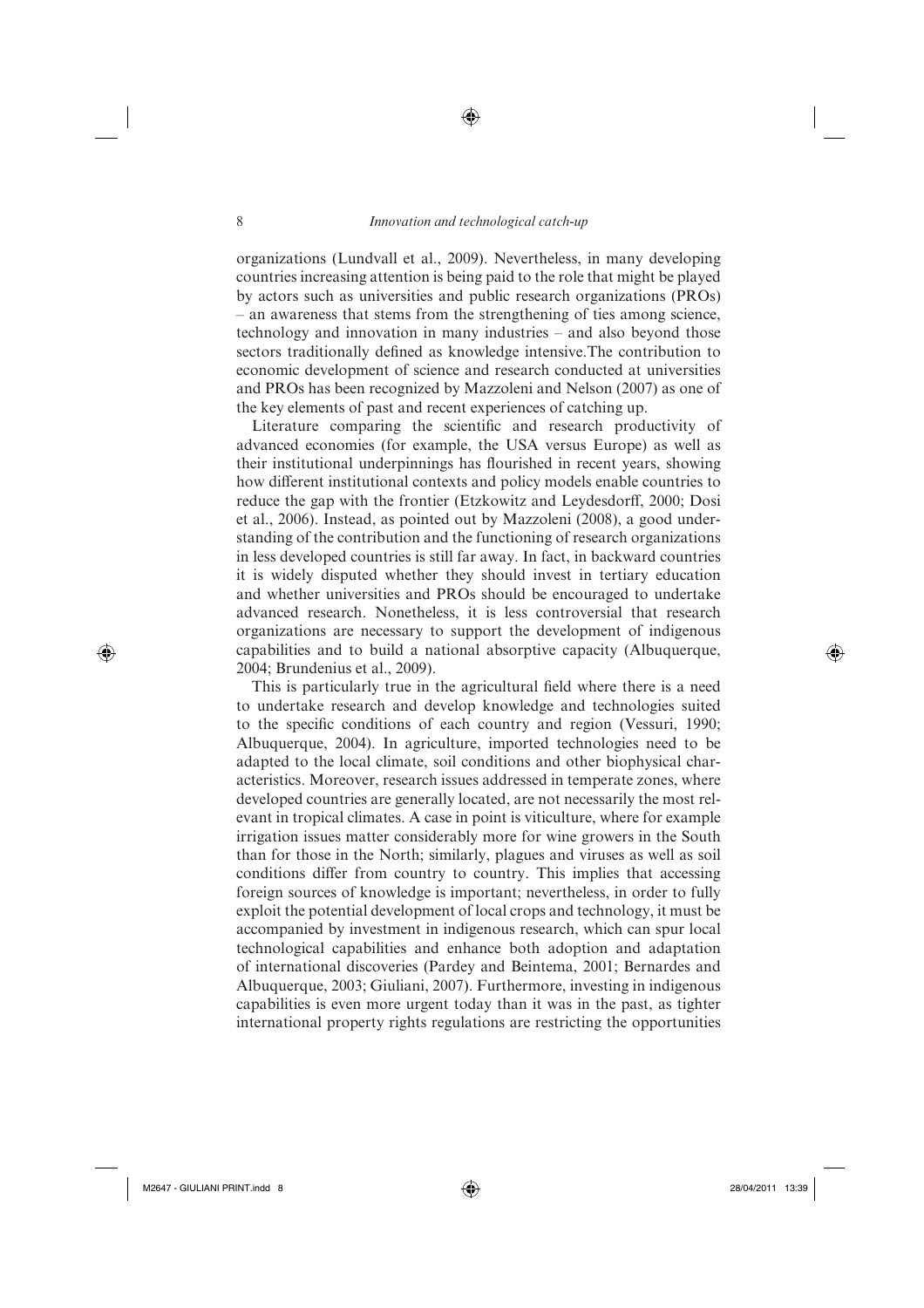organizations (Lundvall et al., 2009). Nevertheless, in many developing countries increasing attention is being paid to the role that might be played by actors such as universities and public research organizations (PROs) – an awareness that stems from the strengthening of ties among science, technology and innovation in many industries – and also beyond those sectors traditionally defined as knowledge intensive.The contribution to economic development of science and research conducted at universities and PROs has been recognized by Mazzoleni and Nelson (2007) as one of the key elements of past and recent experiences of catching up.

Literature comparing the scientific and research productivity of advanced economies (for example, the USA versus Europe) as well as their institutional underpinnings has flourished in recent years, showing how different institutional contexts and policy models enable countries to reduce the gap with the frontier (Etzkowitz and Leydesdorff, 2000; Dosi et al., 2006). Instead, as pointed out by Mazzoleni (2008), a good understanding of the contribution and the functioning of research organizations in less developed countries is still far away. In fact, in backward countries it is widely disputed whether they should invest in tertiary education and whether universities and PROs should be encouraged to undertake advanced research. Nonetheless, it is less controversial that research organizations are necessary to support the development of indigenous capabilities and to build a national absorptive capacity (Albuquerque, 2004; Brundenius et al., 2009).

This is particularly true in the agricultural field where there is a need to undertake research and develop knowledge and technologies suited to the specific conditions of each country and region (Vessuri, 1990; Albuquerque, 2004). In agriculture, imported technologies need to be adapted to the local climate, soil conditions and other biophysical characteristics. Moreover, research issues addressed in temperate zones, where developed countries are generally located, are not necessarily the most relevant in tropical climates. A case in point is viticulture, where for example irrigation issues matter considerably more for wine growers in the South than for those in the North; similarly, plagues and viruses as well as soil conditions differ from country to country. This implies that accessing foreign sources of knowledge is important; nevertheless, in order to fully exploit the potential development of local crops and technology, it must be accompanied by investment in indigenous research, which can spur local technological capabilities and enhance both adoption and adaptation of international discoveries (Pardey and Beintema, 2001; Bernardes and Albuquerque, 2003; Giuliani, 2007). Furthermore, investing in indigenous capabilities is even more urgent today than it was in the past, as tighter international property rights regulations are restricting the opportunities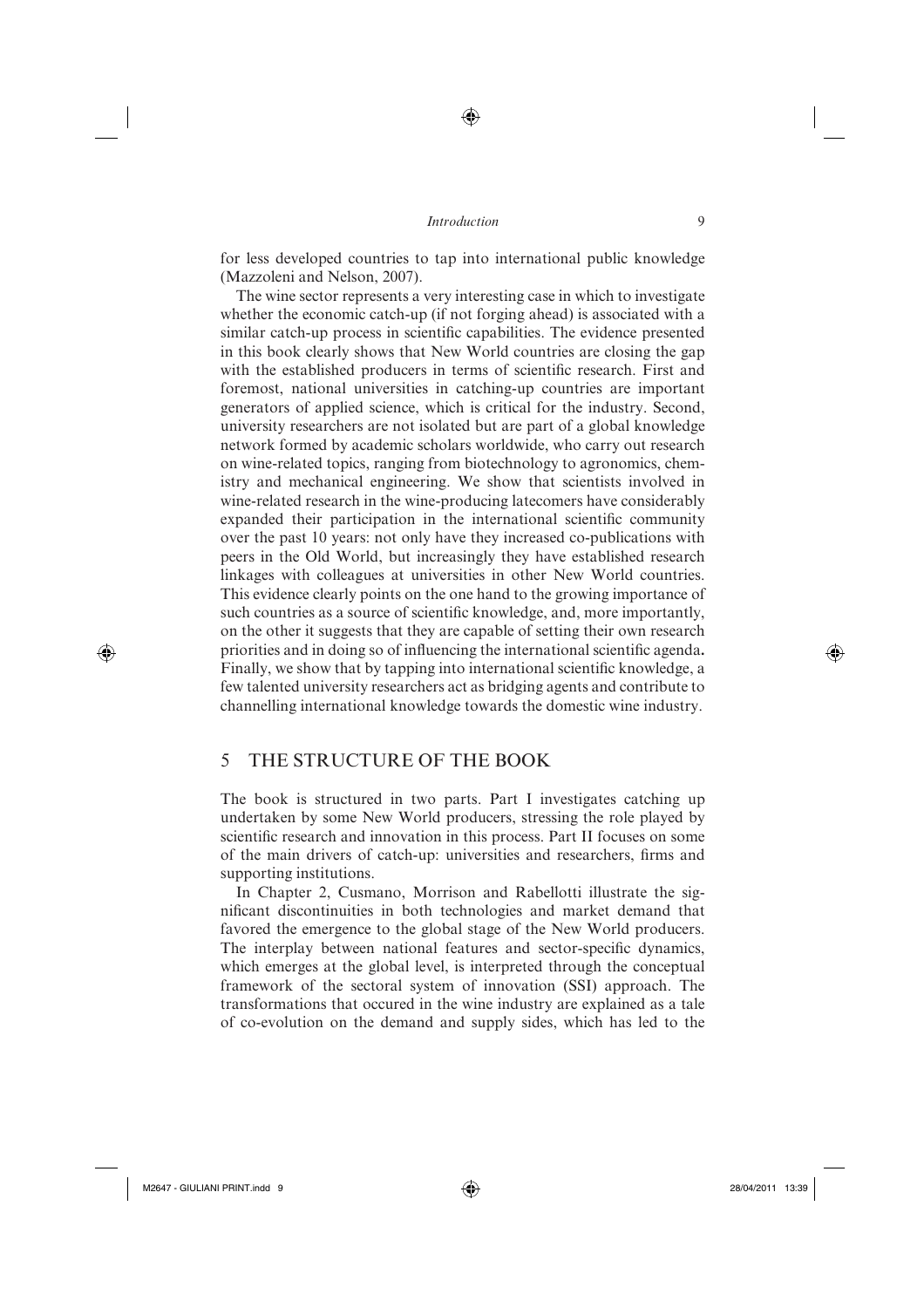for less developed countries to tap into international public knowledge (Mazzoleni and Nelson, 2007).

The wine sector represents a very interesting case in which to investigate whether the economic catch-up (if not forging ahead) is associated with a similar catch-up process in scientific capabilities. The evidence presented in this book clearly shows that New World countries are closing the gap with the established producers in terms of scientific research. First and foremost, national universities in catching-up countries are important generators of applied science, which is critical for the industry. Second, university researchers are not isolated but are part of a global knowledge network formed by academic scholars worldwide, who carry out research on wine-related topics, ranging from biotechnology to agronomics, chemistry and mechanical engineering. We show that scientists involved in wine-related research in the wine-producing latecomers have considerably expanded their participation in the international scientific community over the past 10 years: not only have they increased co-publications with peers in the Old World, but increasingly they have established research linkages with colleagues at universities in other New World countries. This evidence clearly points on the one hand to the growing importance of such countries as a source of scientific knowledge, and, more importantly, on the other it suggests that they are capable of setting their own research priorities and in doing so of influencing the international scientific agenda**.** Finally, we show that by tapping into international scientific knowledge, a few talented university researchers act as bridging agents and contribute to channelling international knowledge towards the domestic wine industry.

## 5 THE STRUCTURE OF THE BOOK

The book is structured in two parts. Part I investigates catching up undertaken by some New World producers, stressing the role played by scientific research and innovation in this process. Part II focuses on some of the main drivers of catch-up: universities and researchers, firms and supporting institutions.

In Chapter 2, Cusmano, Morrison and Rabellotti illustrate the significant discontinuities in both technologies and market demand that favored the emergence to the global stage of the New World producers. The interplay between national features and sector-specific dynamics, which emerges at the global level, is interpreted through the conceptual framework of the sectoral system of innovation (SSI) approach. The transformations that occured in the wine industry are explained as a tale of co-evolution on the demand and supply sides, which has led to the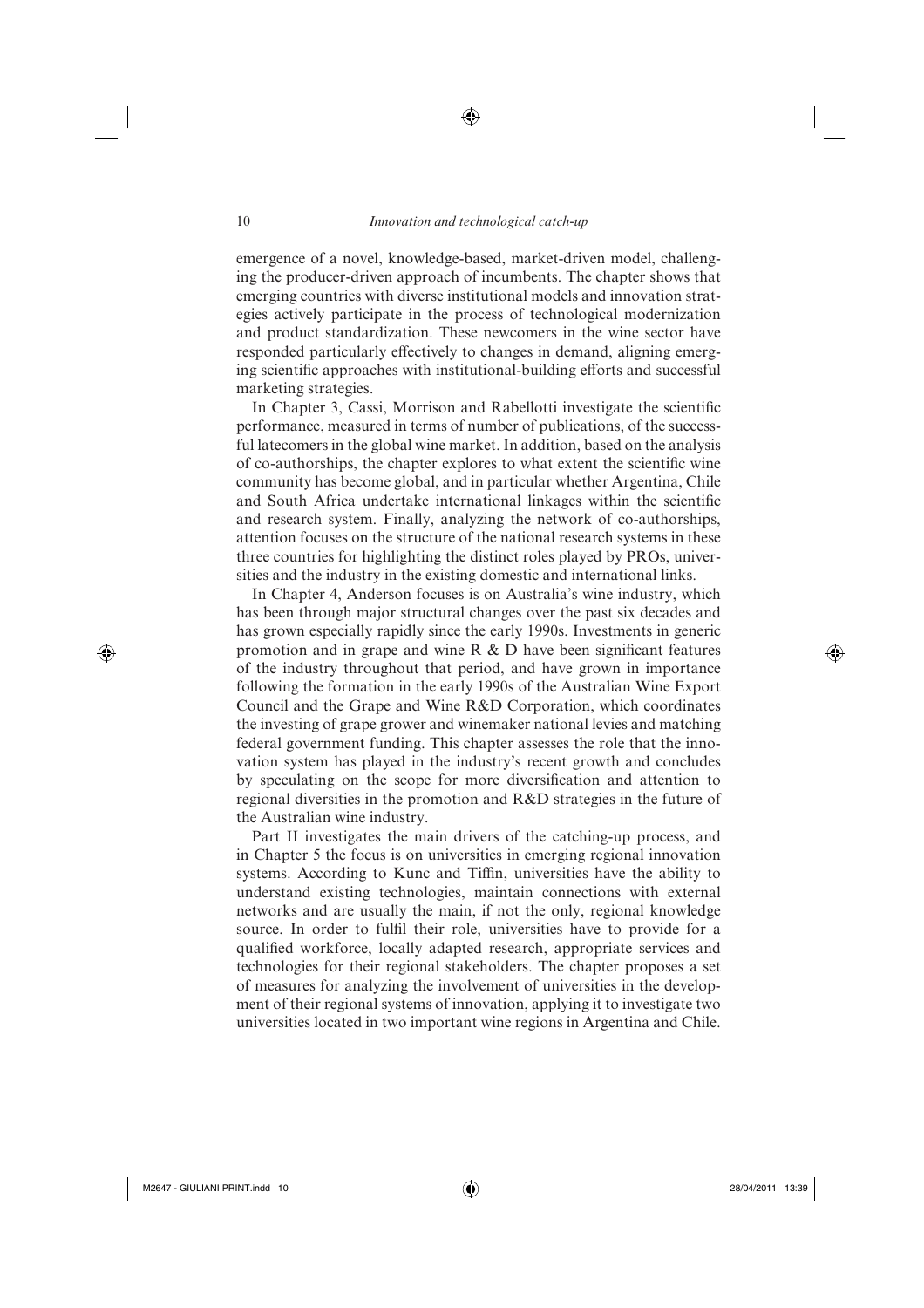emergence of a novel, knowledge-based, market-driven model, challenging the producer-driven approach of incumbents. The chapter shows that emerging countries with diverse institutional models and innovation strategies actively participate in the process of technological modernization and product standardization. These newcomers in the wine sector have responded particularly effectively to changes in demand, aligning emerging scientific approaches with institutional-building efforts and successful marketing strategies.

In Chapter 3, Cassi, Morrison and Rabellotti investigate the scientific performance, measured in terms of number of publications, of the successful latecomers in the global wine market. In addition, based on the analysis of co-authorships, the chapter explores to what extent the scientific wine community has become global, and in particular whether Argentina, Chile and South Africa undertake international linkages within the scientific and research system. Finally, analyzing the network of co-authorships, attention focuses on the structure of the national research systems in these three countries for highlighting the distinct roles played by PROs, universities and the industry in the existing domestic and international links.

In Chapter 4, Anderson focuses is on Australia's wine industry, which has been through major structural changes over the past six decades and has grown especially rapidly since the early 1990s. Investments in generic promotion and in grape and wine R & D have been significant features of the industry throughout that period, and have grown in importance following the formation in the early 1990s of the Australian Wine Export Council and the Grape and Wine R&D Corporation, which coordinates the investing of grape grower and winemaker national levies and matching federal government funding. This chapter assesses the role that the innovation system has played in the industry's recent growth and concludes by speculating on the scope for more diversification and attention to regional diversities in the promotion and R&D strategies in the future of the Australian wine industry.

Part II investigates the main drivers of the catching-up process, and in Chapter 5 the focus is on universities in emerging regional innovation systems. According to Kunc and Tiffin, universities have the ability to understand existing technologies, maintain connections with external networks and are usually the main, if not the only, regional knowledge source. In order to fulfil their role, universities have to provide for a qualified workforce, locally adapted research, appropriate services and technologies for their regional stakeholders. The chapter proposes a set of measures for analyzing the involvement of universities in the development of their regional systems of innovation, applying it to investigate two universities located in two important wine regions in Argentina and Chile.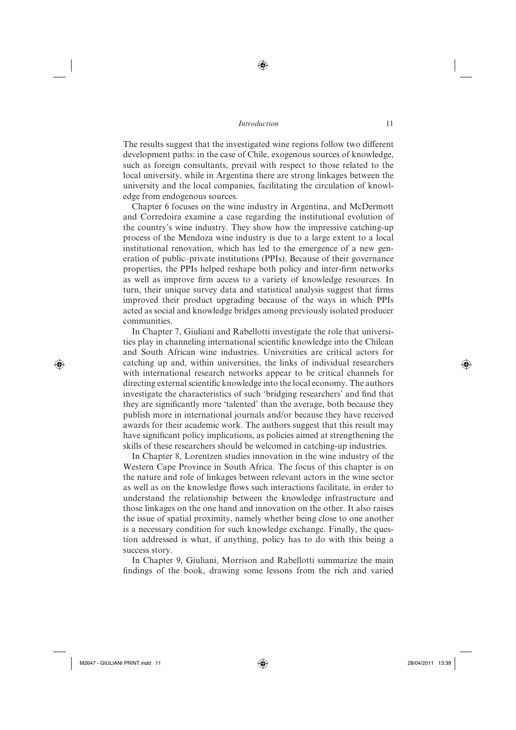The results suggest that the investigated wine regions follow two different development paths: in the case of Chile, exogenous sources of knowledge, such as foreign consultants, prevail with respect to those related to the local university, while in Argentina there are strong linkages between the university and the local companies, facilitating the circulation of knowledge from endogenous sources.

Chapter 6 focuses on the wine industry in Argentina, and McDermott and Corredoira examine a case regarding the institutional evolution of the country's wine industry. They show how the impressive catching-up process of the Mendoza wine industry is due to a large extent to a local institutional renovation, which has led to the emergence of a new generation of public–private institutions (PPIs). Because of their governance properties, the PPIs helped reshape both policy and inter-firm networks as well as improve firm access to a variety of knowledge resources. In turn, their unique survey data and statistical analysis suggest that firms improved their product upgrading because of the ways in which PPIs acted as social and knowledge bridges among previously isolated producer communities.

In Chapter 7, Giuliani and Rabellotti investigate the role that universities play in channeling international scientific knowledge into the Chilean and South African wine industries. Universities are critical actors for catching up and, within universities, the links of individual researchers with international research networks appear to be critical channels for directing external scientific knowledge into the local economy. The authors investigate the characteristics of such 'bridging researchers' and find that they are significantly more 'talented' than the average, both because they publish more in international journals and/or because they have received awards for their academic work. The authors suggest that this result may have significant policy implications, as policies aimed at strengthening the skills of these researchers should be welcomed in catching-up industries.

In Chapter 8, Lorentzen studies innovation in the wine industry of the Western Cape Province in South Africa. The focus of this chapter is on the nature and role of linkages between relevant actors in the wine sector as well as on the knowledge flows such interactions facilitate, in order to understand the relationship between the knowledge infrastructure and those linkages on the one hand and innovation on the other. It also raises the issue of spatial proximity, namely whether being close to one another is a necessary condition for such knowledge exchange. Finally, the question addressed is what, if anything, policy has to do with this being a success story.

In Chapter 9, Giuliani, Morrison and Rabellotti summarize the main findings of the book, drawing some lessons from the rich and varied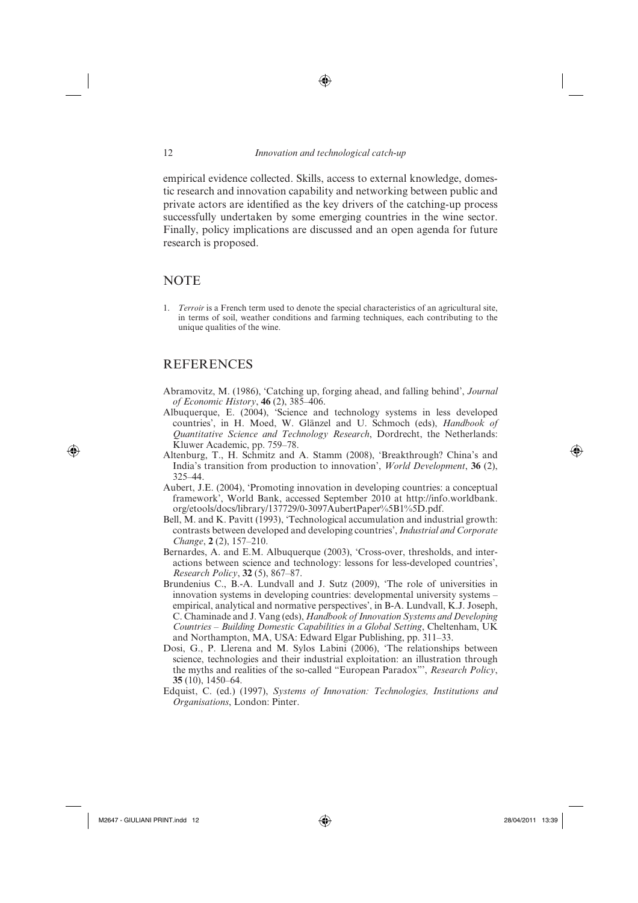empirical evidence collected. Skills, access to external knowledge, domestic research and innovation capability and networking between public and private actors are identified as the key drivers of the catching-up process successfully undertaken by some emerging countries in the wine sector. Finally, policy implications are discussed and an open agenda for future research is proposed.

## NOTE

1. *Terroir* is a French term used to denote the special characteristics of an agricultural site, in terms of soil, weather conditions and farming techniques, each contributing to the unique qualities of the wine.

## REFERENCES

Abramovitz, M. (1986), 'Catching up, forging ahead, and falling behind', *Journal of Economic History*, **46** (2), 385–406.

Albuquerque, E. (2004), 'Science and technology systems in less developed countries', in H. Moed, W. Glänzel and U. Schmoch (eds), *Handbook of Quantitative Science and Technology Research*, Dordrecht, the Netherlands: Kluwer Academic, pp. 759–78.

Altenburg, T., H. Schmitz and A. Stamm (2008), 'Breakthrough? China's and India's transition from production to innovation', *World Development*, **36** (2), 325–44.

Aubert, J.E. (2004), 'Promoting innovation in developing countries: a conceptual framework', World Bank, accessed September 2010 at http://info.worldbank.org/etools/docs/library/137729/0-3097AubertPaper%5B1%5D.pdf.

Bell, M. and K. Pavitt (1993), 'Technological accumulation and industrial growth: contrasts between developed and developing countries', *Industrial and Corporate Change*, **2** (2), 157–210.

Bernardes, A. and E.M. Albuquerque (2003), 'Cross-over, thresholds, and interactions between science and technology: lessons for less-developed countries', *Research Policy*, **32** (5), 867–87.

Brundenius C., B.-A. Lundvall and J. Sutz (2009), 'The role of universities in innovation systems in developing countries: developmental university systems – empirical, analytical and normative perspectives', in B-A. Lundvall, K.J. Joseph, C. Chaminade and J. Vang (eds), *Handbook of Innovation Systems and Developing Countries – Building Domestic Capabilities in a Global Setting*, Cheltenham, UK and Northampton, MA, USA: Edward Elgar Publishing, pp. 311–33.

Dosi, G., P. Llerena and M. Sylos Labini (2006), 'The relationships between science, technologies and their industrial exploitation: an illustration through the myths and realities of the so-called "European Paradox"', *Research Policy*, **35** (10), 1450–64.

Edquist, C. (ed.) (1997), *Systems of Innovation: Technologies, Institutions and Organisations*, London: Pinter.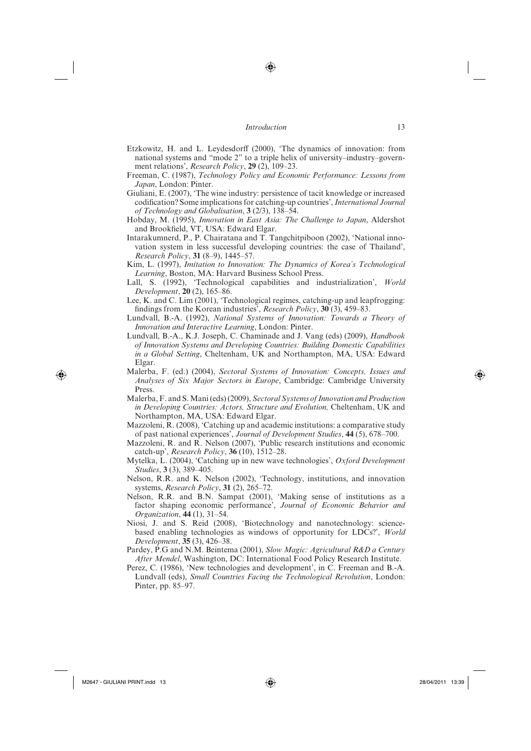Etzkowitz, H. and L. Leydesdorff (2000), 'The dynamics of innovation: from national systems and "mode 2" to a triple helix of university–industry–government relations', *Research Policy*, **29** (2), 109–23.

Freeman, C. (1987), *Technology Policy and Economic Performance: Lessons from Japan*, London: Pinter.

Giuliani, E. (2007), 'The wine industry: persistence of tacit knowledge or increased codification? Some implications for catching-up countries', *International Journal of Technology and Globalisation*, **3** (2/3), 138–54.

Hobday, M. (1995), *Innovation in East Asia: The Challenge to Japan*, Aldershot and Brookfield, VT, USA: Edward Elgar.

Intarakumnerd, P., P. Chairatana and T. Tangchitpiboon (2002), 'National innovation system in less successful developing countries: the case of Thailand', *Research Policy*, **31** (8–9), 1445–57.

Kim, L. (1997), *Imitation to Innovation: The Dynamics of Korea's Technological Learning*, Boston, MA: Harvard Business School Press.

Lall, S. (1992), 'Technological capabilities and industrialization', *World Development*, **20** (2), 165–86.

Lee, K. and C. Lim (2001), 'Technological regimes, catching-up and leapfrogging: findings from the Korean industries', *Research Policy*, **30** (3), 459–83.

Lundvall, B.-A. (1992), *National Systems of Innovation: Towards a Theory of Innovation and Interactive Learning*, London: Pinter.

Lundvall, B.-A., K.J. Joseph, C. Chaminade and J. Vang (eds) (2009), *Handbook of Innovation Systems and Developing Countries: Building Domestic Capabilities in a Global Setting*, Cheltenham, UK and Northampton, MA, USA: Edward Elgar.

Malerba, F. (ed.) (2004), *Sectoral Systems of Innovation: Concepts, Issues and Analyses of Six Major Sectors in Europe*, Cambridge: Cambridge University Press.

Malerba, F. and S. Mani (eds) (2009), *Sectoral Systems of Innovation and Production in Developing Countries: Actors, Structure and Evolution,* Cheltenham, UK and Northampton, MA, USA: Edward Elgar.

Mazzoleni, R. (2008), 'Catching up and academic institutions: a comparative study of past national experiences', *Journal of Development Studies*, **44** (5), 678–700.

Mazzoleni, R. and R. Nelson (2007), 'Public research institutions and economic catch-up', *Research Policy*, **36** (10), 1512–28.

Mytelka, L. (2004), 'Catching up in new wave technologies', *Oxford Development Studies*, **3** (3), 389–405.

Nelson, R.R. and K. Nelson (2002), 'Technology, institutions, and innovation systems, *Research Policy*, **31** (2), 265–72.

Nelson, R.R. and B.N. Sampat (2001), 'Making sense of institutions as a factor shaping economic performance', *Journal of Economic Behavior and Organization*, **44** (1), 31–54.

Niosi, J. and S. Reid (2008), 'Biotechnology and nanotechnology: science-based enabling technologies as windows of opportunity for LDCs?', *World Development*, **35** (3), 426–38.

Pardey, P.G and N.M. Beintema (2001), *Slow Magic: Agricultural R&D a Century After Mendel*, Washington, DC: International Food Policy Research Institute.

Perez, C. (1986), 'New technologies and development', in C. Freeman and B.-A. Lundvall (eds), *Small Countries Facing the Technological Revolution*, London: Pinter, pp. 85–97.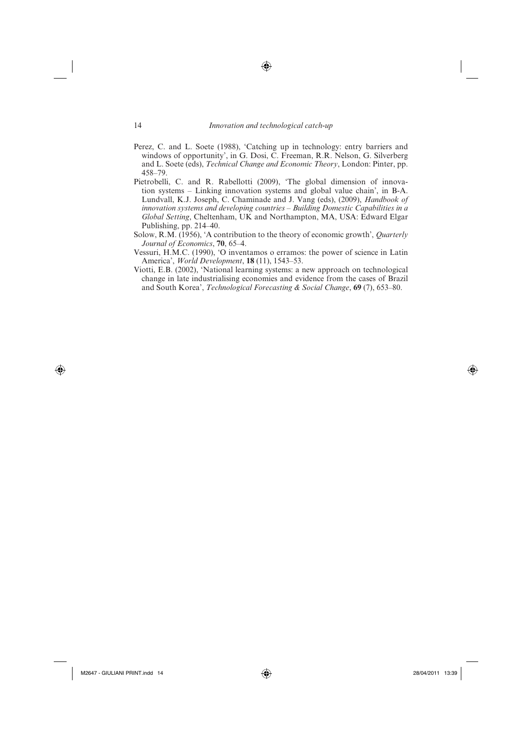Perez, C. and L. Soete (1988), 'Catching up in technology: entry barriers and windows of opportunity', in G. Dosi, C. Freeman, R.R. Nelson, G. Silverberg and L. Soete (eds), *Technical Change and Economic Theory*, London: Pinter, pp. 458–79.

Pietrobelli, C. and R. Rabellotti (2009), 'The global dimension of innovation systems – Linking innovation systems and global value chain', in B-A. Lundvall, K.J. Joseph, C. Chaminade and J. Vang (eds), (2009), *Handbook of innovation systems and developing countries – Building Domestic Capabilities in a Global Setting*, Cheltenham, UK and Northampton, MA, USA: Edward Elgar Publishing, pp. 214–40.

Solow, R.M. (1956), 'A contribution to the theory of economic growth', *Quarterly Journal of Economics*, **70**, 65–4.

Vessuri, H.M.C. (1990), 'O inventamos o erramos: the power of science in Latin America', *World Development*, **18** (11), 1543–53.

Viotti, E.B. (2002), 'National learning systems: a new approach on technological change in late industrialising economies and evidence from the cases of Brazil and South Korea', *Technological Forecasting & Social Change*, **69** (7), 653–80.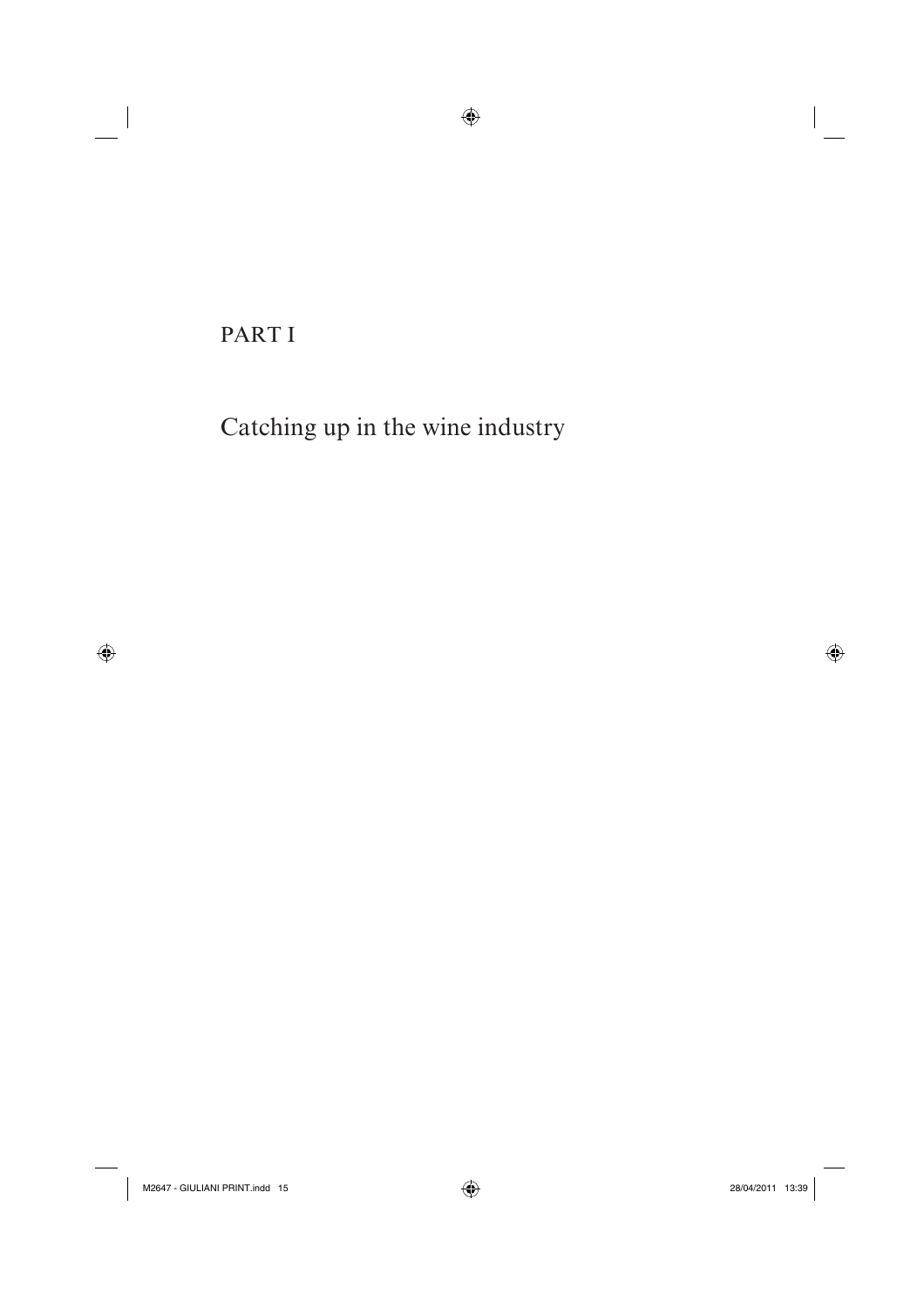# PART I

## Catching up in the wine industry